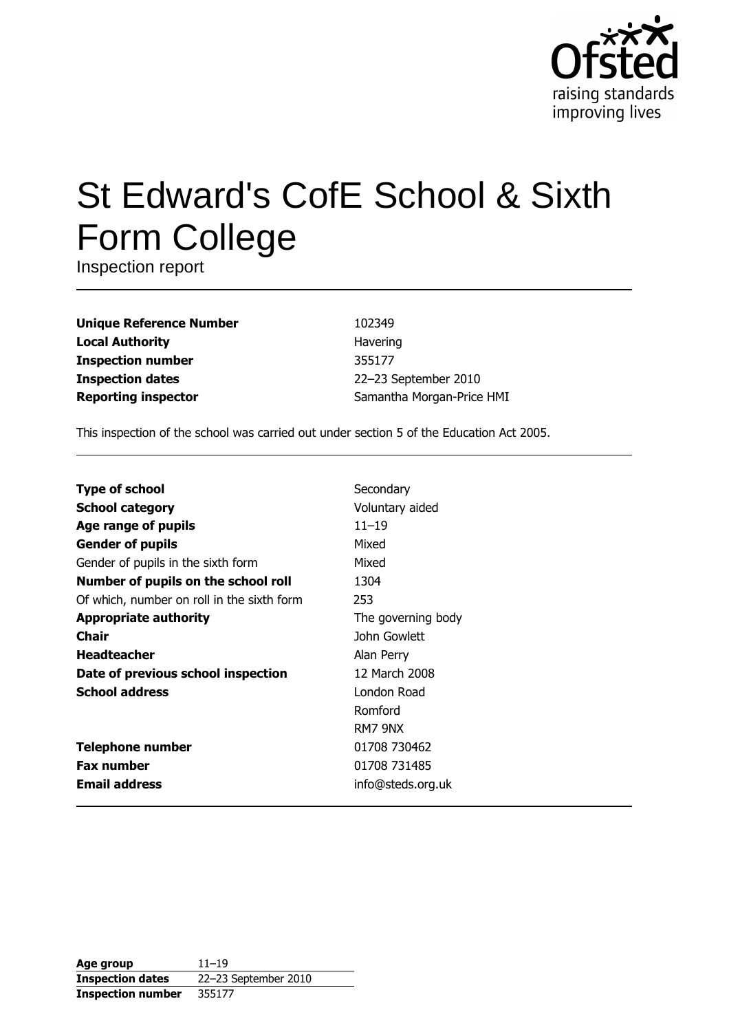# St Edward's CofE School & Sixth Form College

Inspection report

| | |
|---|---|
| **Unique Reference Number** | 102349 |
| **Local Authority** | Havering |
| **Inspection number** | 355177 |
| **Inspection dates** | 22–23 September 2010 |
| **Reporting inspector** | Samantha Morgan-Price HMI |

This inspection of the school was carried out under section 5 of the Education Act 2005.

| | |
|---|---|
| **Type of school** | Secondary |
| **School category** | Voluntary aided |
| **Age range of pupils** | 11–19 |
| **Gender of pupils** | Mixed |
| Gender of pupils in the sixth form | Mixed |
| **Number of pupils on the school roll** | 1304 |
| Of which, number on roll in the sixth form | 253 |
| **Appropriate authority** | The governing body |
| **Chair** | John Gowlett |
| **Headteacher** | Alan Perry |
| **Date of previous school inspection** | 12 March 2008 |
| **School address** | London Road<br>Romford<br>RM7 9NX |
| **Telephone number** | 01708 730462 |
| **Fax number** | 01708 731485 |
| **Email address** | info@steds.org.uk |

| | |
|---|---|
| **Age group** | 11–19 |
| **Inspection dates** | 22–23 September 2010 |
| **Inspection number** | 355177 |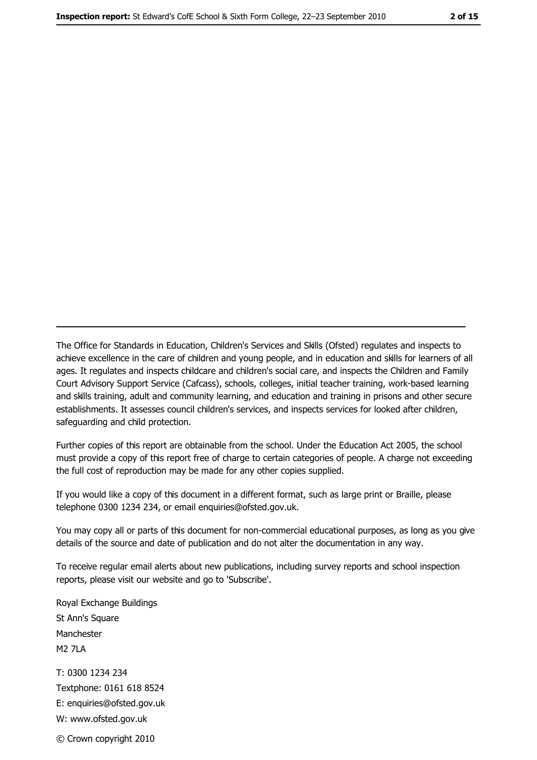The Office for Standards in Education, Children's Services and Skills (Ofsted) regulates and inspects to achieve excellence in the care of children and young people, and in education and skills for learners of all ages. It regulates and inspects childcare and children's social care, and inspects the Children and Family Court Advisory Support Service (Cafcass), schools, colleges, initial teacher training, work-based learning and skills training, adult and community learning, and education and training in prisons and other secure establishments. It assesses council children's services, and inspects services for looked after children, safeguarding and child protection.

Further copies of this report are obtainable from the school. Under the Education Act 2005, the school must provide a copy of this report free of charge to certain categories of people. A charge not exceeding the full cost of reproduction may be made for any other copies supplied.

If you would like a copy of this document in a different format, such as large print or Braille, please telephone 0300 1234 234, or email enquiries@ofsted.gov.uk.

You may copy all or parts of this document for non-commercial educational purposes, as long as you give details of the source and date of publication and do not alter the documentation in any way.

To receive regular email alerts about new publications, including survey reports and school inspection reports, please visit our website and go to 'Subscribe'.

Royal Exchange Buildings
St Ann's Square
Manchester
M2 7LA

T: 0300 1234 234
Textphone: 0161 618 8524
E: enquiries@ofsted.gov.uk
W: www.ofsted.gov.uk

© Crown copyright 2010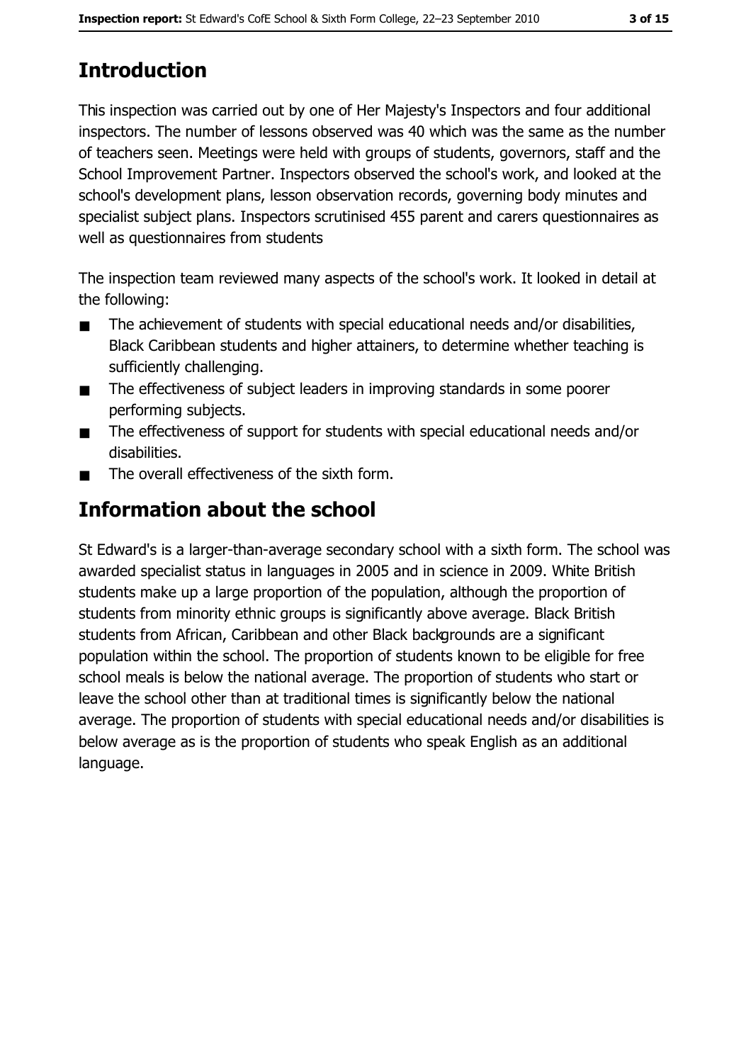# Introduction

This inspection was carried out by one of Her Majesty's Inspectors and four additional inspectors. The number of lessons observed was 40 which was the same as the number of teachers seen. Meetings were held with groups of students, governors, staff and the School Improvement Partner. Inspectors observed the school's work, and looked at the school's development plans, lesson observation records, governing body minutes and specialist subject plans. Inspectors scrutinised 455 parent and carers questionnaires as well as questionnaires from students

The inspection team reviewed many aspects of the school's work. It looked in detail at the following:

- The achievement of students with special educational needs and/or disabilities, Black Caribbean students and higher attainers, to determine whether teaching is sufficiently challenging.
- The effectiveness of subject leaders in improving standards in some poorer performing subjects.
- The effectiveness of support for students with special educational needs and/or disabilities.
- The overall effectiveness of the sixth form.

# Information about the school

St Edward's is a larger-than-average secondary school with a sixth form. The school was awarded specialist status in languages in 2005 and in science in 2009. White British students make up a large proportion of the population, although the proportion of students from minority ethnic groups is significantly above average. Black British students from African, Caribbean and other Black backgrounds are a significant population within the school. The proportion of students known to be eligible for free school meals is below the national average. The proportion of students who start or leave the school other than at traditional times is significantly below the national average. The proportion of students with special educational needs and/or disabilities is below average as is the proportion of students who speak English as an additional language.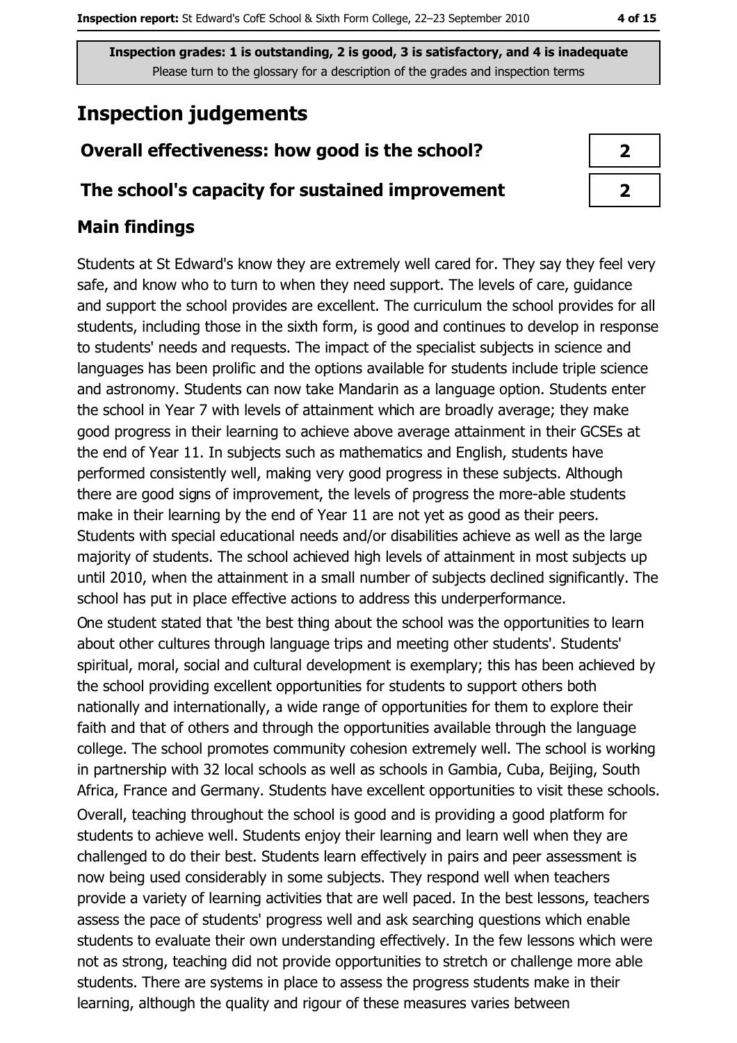Inspection grades: 1 is outstanding, 2 is good, 3 is satisfactory, and 4 is inadequate
Please turn to the glossary for a description of the grades and inspection terms

# Inspection judgements

| Overall effectiveness: how good is the school? | 2 |
|---|---|
| The school's capacity for sustained improvement | 2 |

## Main findings

Students at St Edward's know they are extremely well cared for. They say they feel very safe, and know who to turn to when they need support. The levels of care, guidance and support the school provides are excellent. The curriculum the school provides for all students, including those in the sixth form, is good and continues to develop in response to students' needs and requests. The impact of the specialist subjects in science and languages has been prolific and the options available for students include triple science and astronomy. Students can now take Mandarin as a language option. Students enter the school in Year 7 with levels of attainment which are broadly average; they make good progress in their learning to achieve above average attainment in their GCSEs at the end of Year 11. In subjects such as mathematics and English, students have performed consistently well, making very good progress in these subjects. Although there are good signs of improvement, the levels of progress the more-able students make in their learning by the end of Year 11 are not yet as good as their peers. Students with special educational needs and/or disabilities achieve as well as the large majority of students. The school achieved high levels of attainment in most subjects up until 2010, when the attainment in a small number of subjects declined significantly. The school has put in place effective actions to address this underperformance.

One student stated that 'the best thing about the school was the opportunities to learn about other cultures through language trips and meeting other students'. Students' spiritual, moral, social and cultural development is exemplary; this has been achieved by the school providing excellent opportunities for students to support others both nationally and internationally, a wide range of opportunities for them to explore their faith and that of others and through the opportunities available through the language college. The school promotes community cohesion extremely well. The school is working in partnership with 32 local schools as well as schools in Gambia, Cuba, Beijing, South Africa, France and Germany. Students have excellent opportunities to visit these schools.

Overall, teaching throughout the school is good and is providing a good platform for students to achieve well. Students enjoy their learning and learn well when they are challenged to do their best. Students learn effectively in pairs and peer assessment is now being used considerably in some subjects. They respond well when teachers provide a variety of learning activities that are well paced. In the best lessons, teachers assess the pace of students' progress well and ask searching questions which enable students to evaluate their own understanding effectively. In the few lessons which were not as strong, teaching did not provide opportunities to stretch or challenge more able students. There are systems in place to assess the progress students make in their learning, although the quality and rigour of these measures varies between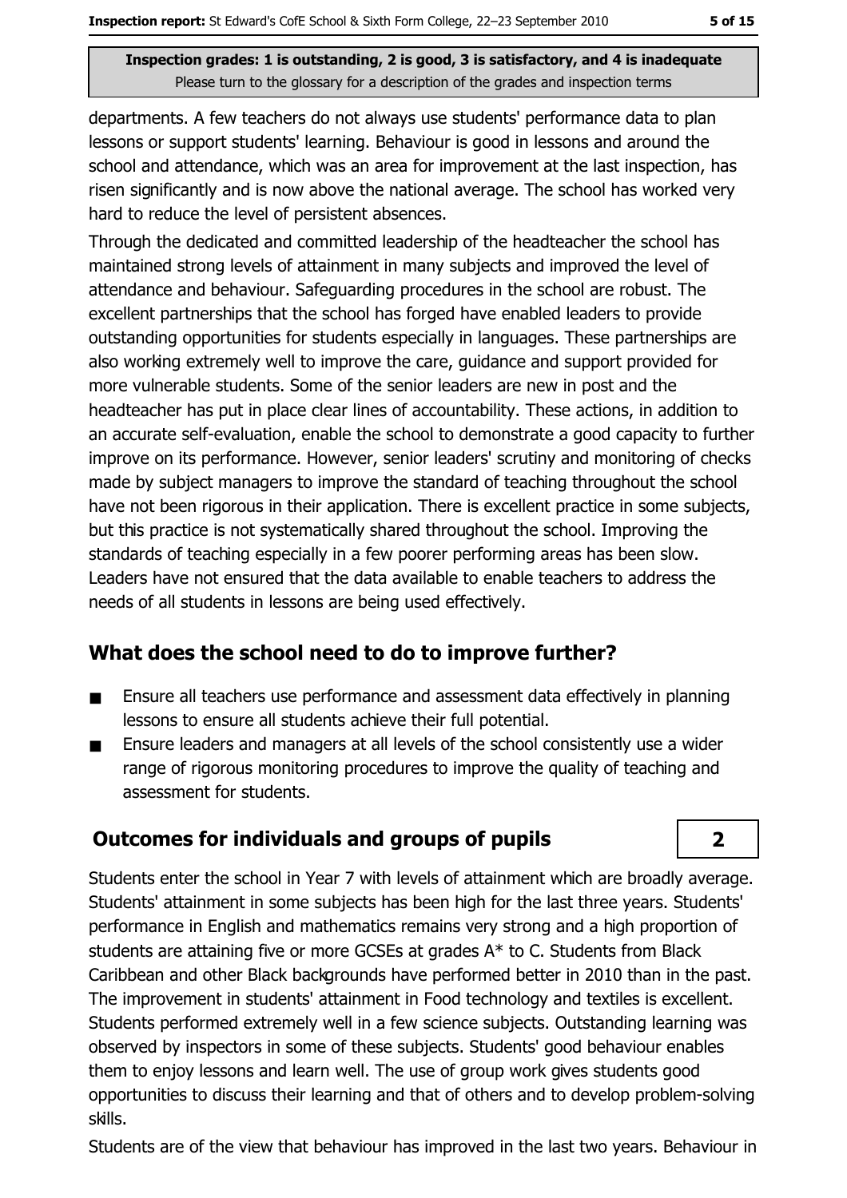departments. A few teachers do not always use students' performance data to plan lessons or support students' learning. Behaviour is good in lessons and around the school and attendance, which was an area for improvement at the last inspection, has risen significantly and is now above the national average. The school has worked very hard to reduce the level of persistent absences.

Through the dedicated and committed leadership of the headteacher the school has maintained strong levels of attainment in many subjects and improved the level of attendance and behaviour. Safeguarding procedures in the school are robust. The excellent partnerships that the school has forged have enabled leaders to provide outstanding opportunities for students especially in languages. These partnerships are also working extremely well to improve the care, guidance and support provided for more vulnerable students. Some of the senior leaders are new in post and the headteacher has put in place clear lines of accountability. These actions, in addition to an accurate self-evaluation, enable the school to demonstrate a good capacity to further improve on its performance. However, senior leaders' scrutiny and monitoring of checks made by subject managers to improve the standard of teaching throughout the school have not been rigorous in their application. There is excellent practice in some subjects, but this practice is not systematically shared throughout the school. Improving the standards of teaching especially in a few poorer performing areas has been slow. Leaders have not ensured that the data available to enable teachers to address the needs of all students in lessons are being used effectively.

## What does the school need to do to improve further?

- Ensure all teachers use performance and assessment data effectively in planning lessons to ensure all students achieve their full potential.
- Ensure leaders and managers at all levels of the school consistently use a wider range of rigorous monitoring procedures to improve the quality of teaching and assessment for students.

## Outcomes for individuals and groups of pupils — 2

Students enter the school in Year 7 with levels of attainment which are broadly average. Students' attainment in some subjects has been high for the last three years. Students' performance in English and mathematics remains very strong and a high proportion of students are attaining five or more GCSEs at grades A* to C. Students from Black Caribbean and other Black backgrounds have performed better in 2010 than in the past. The improvement in students' attainment in Food technology and textiles is excellent. Students performed extremely well in a few science subjects. Outstanding learning was observed by inspectors in some of these subjects. Students' good behaviour enables them to enjoy lessons and learn well. The use of group work gives students good opportunities to discuss their learning and that of others and to develop problem-solving skills.

Students are of the view that behaviour has improved in the last two years. Behaviour in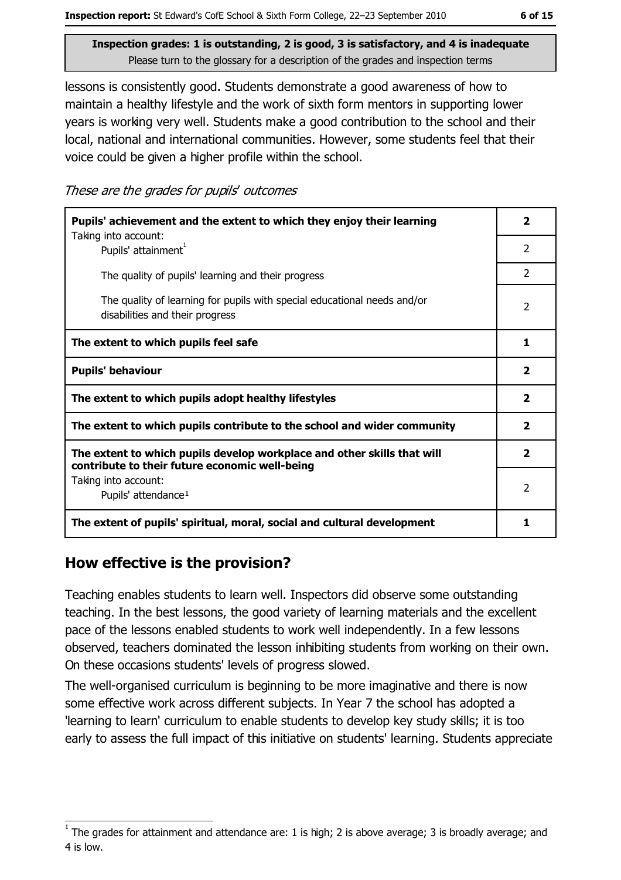Inspection grades: 1 is outstanding, 2 is good, 3 is satisfactory, and 4 is inadequate
Please turn to the glossary for a description of the grades and inspection terms

lessons is consistently good. Students demonstrate a good awareness of how to maintain a healthy lifestyle and the work of sixth form mentors in supporting lower years is working very well. Students make a good contribution to the school and their local, national and international communities. However, some students feel that their voice could be given a higher profile within the school.

*These are the grades for pupils' outcomes*

| | |
|---|---|
| **Pupils' achievement and the extent to which they enjoy their learning** | **2** |
| Taking into account: Pupils' attainment[1] | 2 |
| The quality of pupils' learning and their progress | 2 |
| The quality of learning for pupils with special educational needs and/or disabilities and their progress | 2 |
| **The extent to which pupils feel safe** | **1** |
| **Pupils' behaviour** | **2** |
| **The extent to which pupils adopt healthy lifestyles** | **2** |
| **The extent to which pupils contribute to the school and wider community** | **2** |
| **The extent to which pupils develop workplace and other skills that will contribute to their future economic well-being** | **2** |
| Taking into account: Pupils' attendance[1] | 2 |
| **The extent of pupils' spiritual, moral, social and cultural development** | **1** |

## How effective is the provision?

Teaching enables students to learn well. Inspectors did observe some outstanding teaching. In the best lessons, the good variety of learning materials and the excellent pace of the lessons enabled students to work well independently. In a few lessons observed, teachers dominated the lesson inhibiting students from working on their own. On these occasions students' levels of progress slowed.

The well-organised curriculum is beginning to be more imaginative and there is now some effective work across different subjects. In Year 7 the school has adopted a 'learning to learn' curriculum to enable students to develop key study skills; it is too early to assess the full impact of this initiative on students' learning. Students appreciate

[1] The grades for attainment and attendance are: 1 is high; 2 is above average; 3 is broadly average; and 4 is low.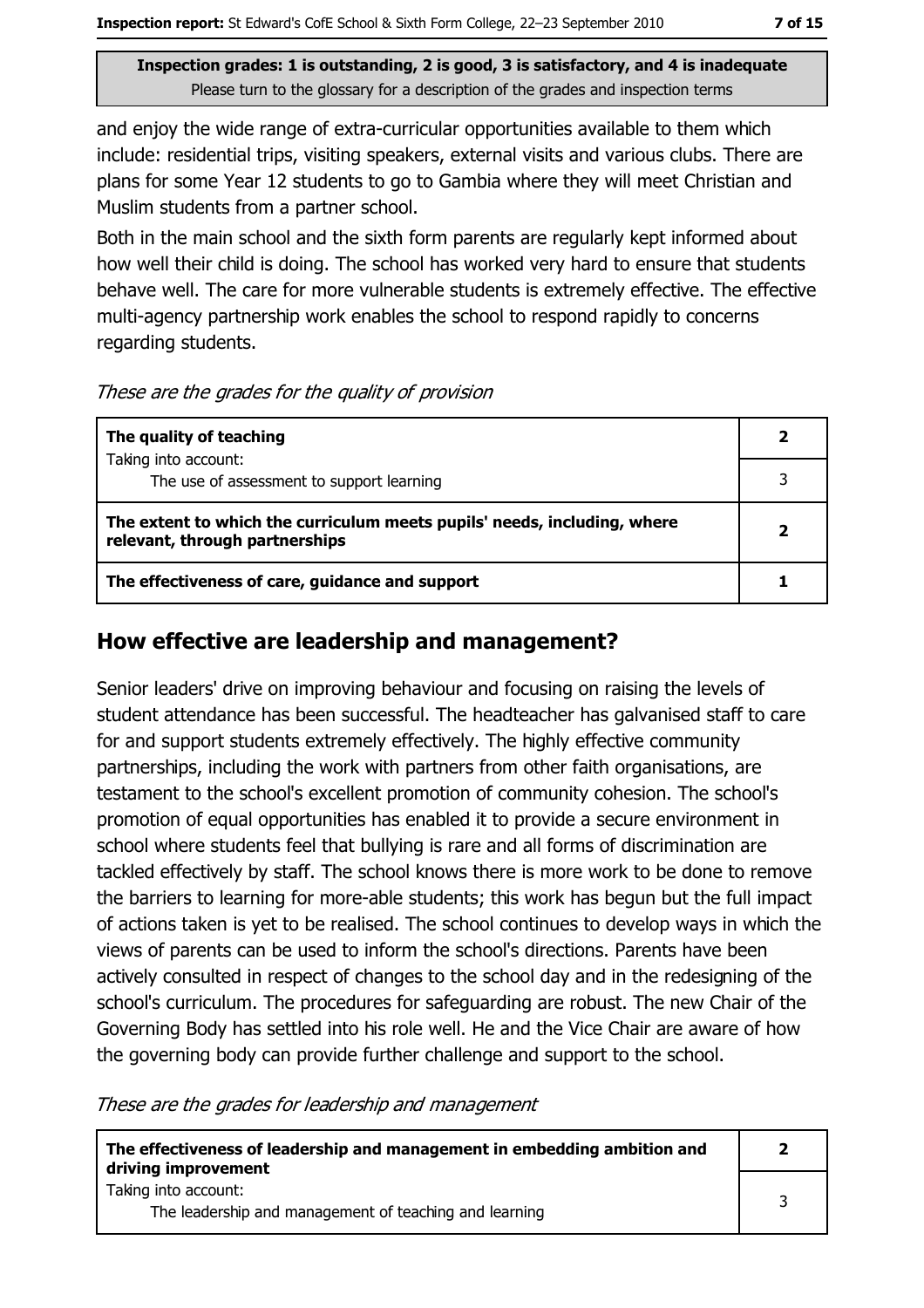Inspection grades: 1 is outstanding, 2 is good, 3 is satisfactory, and 4 is inadequate
Please turn to the glossary for a description of the grades and inspection terms

and enjoy the wide range of extra-curricular opportunities available to them which include: residential trips, visiting speakers, external visits and various clubs. There are plans for some Year 12 students to go to Gambia where they will meet Christian and Muslim students from a partner school.

Both in the main school and the sixth form parents are regularly kept informed about how well their child is doing. The school has worked very hard to ensure that students behave well. The care for more vulnerable students is extremely effective. The effective multi-agency partnership work enables the school to respond rapidly to concerns regarding students.

*These are the grades for the quality of provision*

| | |
|---|---|
| **The quality of teaching** | **2** |
| Taking into account: The use of assessment to support learning | 3 |
| **The extent to which the curriculum meets pupils' needs, including, where relevant, through partnerships** | **2** |
| **The effectiveness of care, guidance and support** | **1** |

## How effective are leadership and management?

Senior leaders' drive on improving behaviour and focusing on raising the levels of student attendance has been successful. The headteacher has galvanised staff to care for and support students extremely effectively. The highly effective community partnerships, including the work with partners from other faith organisations, are testament to the school's excellent promotion of community cohesion. The school's promotion of equal opportunities has enabled it to provide a secure environment in school where students feel that bullying is rare and all forms of discrimination are tackled effectively by staff. The school knows there is more work to be done to remove the barriers to learning for more-able students; this work has begun but the full impact of actions taken is yet to be realised. The school continues to develop ways in which the views of parents can be used to inform the school's directions. Parents have been actively consulted in respect of changes to the school day and in the redesigning of the school's curriculum. The procedures for safeguarding are robust. The new Chair of the Governing Body has settled into his role well. He and the Vice Chair are aware of how the governing body can provide further challenge and support to the school.

*These are the grades for leadership and management*

| | |
|---|---|
| **The effectiveness of leadership and management in embedding ambition and driving improvement** | **2** |
| Taking into account: The leadership and management of teaching and learning | 3 |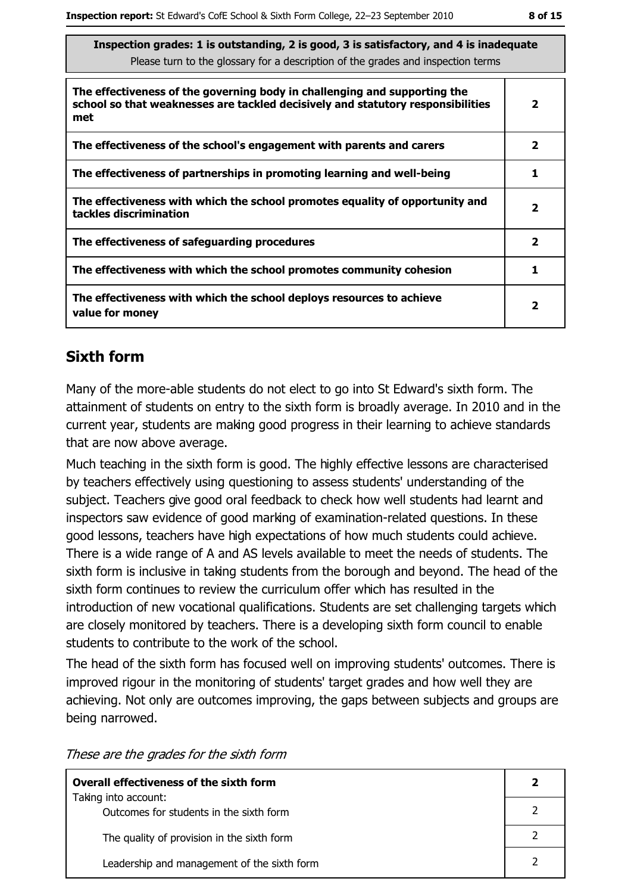**Inspection grades: 1 is outstanding, 2 is good, 3 is satisfactory, and 4 is inadequate**
Please turn to the glossary for a description of the grades and inspection terms

| | |
|---|---|
| **The effectiveness of the governing body in challenging and supporting the school so that weaknesses are tackled decisively and statutory responsibilities met** | **2** |
| **The effectiveness of the school's engagement with parents and carers** | **2** |
| **The effectiveness of partnerships in promoting learning and well-being** | **1** |
| **The effectiveness with which the school promotes equality of opportunity and tackles discrimination** | **2** |
| **The effectiveness of safeguarding procedures** | **2** |
| **The effectiveness with which the school promotes community cohesion** | **1** |
| **The effectiveness with which the school deploys resources to achieve value for money** | **2** |

## Sixth form

Many of the more-able students do not elect to go into St Edward's sixth form. The attainment of students on entry to the sixth form is broadly average. In 2010 and in the current year, students are making good progress in their learning to achieve standards that are now above average.

Much teaching in the sixth form is good. The highly effective lessons are characterised by teachers effectively using questioning to assess students' understanding of the subject. Teachers give good oral feedback to check how well students had learnt and inspectors saw evidence of good marking of examination-related questions. In these good lessons, teachers have high expectations of how much students could achieve. There is a wide range of A and AS levels available to meet the needs of students. The sixth form is inclusive in taking students from the borough and beyond. The head of the sixth form continues to review the curriculum offer which has resulted in the introduction of new vocational qualifications. Students are set challenging targets which are closely monitored by teachers. There is a developing sixth form council to enable students to contribute to the work of the school.

The head of the sixth form has focused well on improving students' outcomes. There is improved rigour in the monitoring of students' target grades and how well they are achieving. Not only are outcomes improving, the gaps between subjects and groups are being narrowed.

*These are the grades for the sixth form*

| | |
|---|---|
| **Overall effectiveness of the sixth form**<br>Taking into account: | **2** |
| Outcomes for students in the sixth form | 2 |
| The quality of provision in the sixth form | 2 |
| Leadership and management of the sixth form | 2 |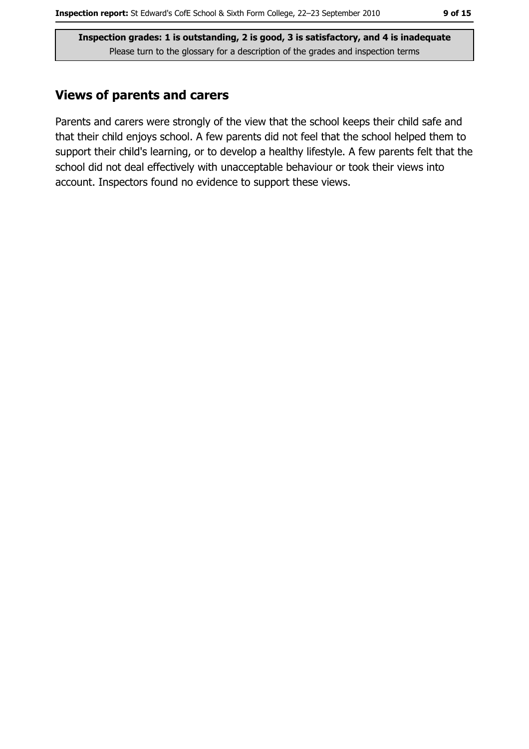Inspection grades: 1 is outstanding, 2 is good, 3 is satisfactory, and 4 is inadequate
Please turn to the glossary for a description of the grades and inspection terms

## Views of parents and carers

Parents and carers were strongly of the view that the school keeps their child safe and that their child enjoys school. A few parents did not feel that the school helped them to support their child's learning, or to develop a healthy lifestyle. A few parents felt that the school did not deal effectively with unacceptable behaviour or took their views into account. Inspectors found no evidence to support these views.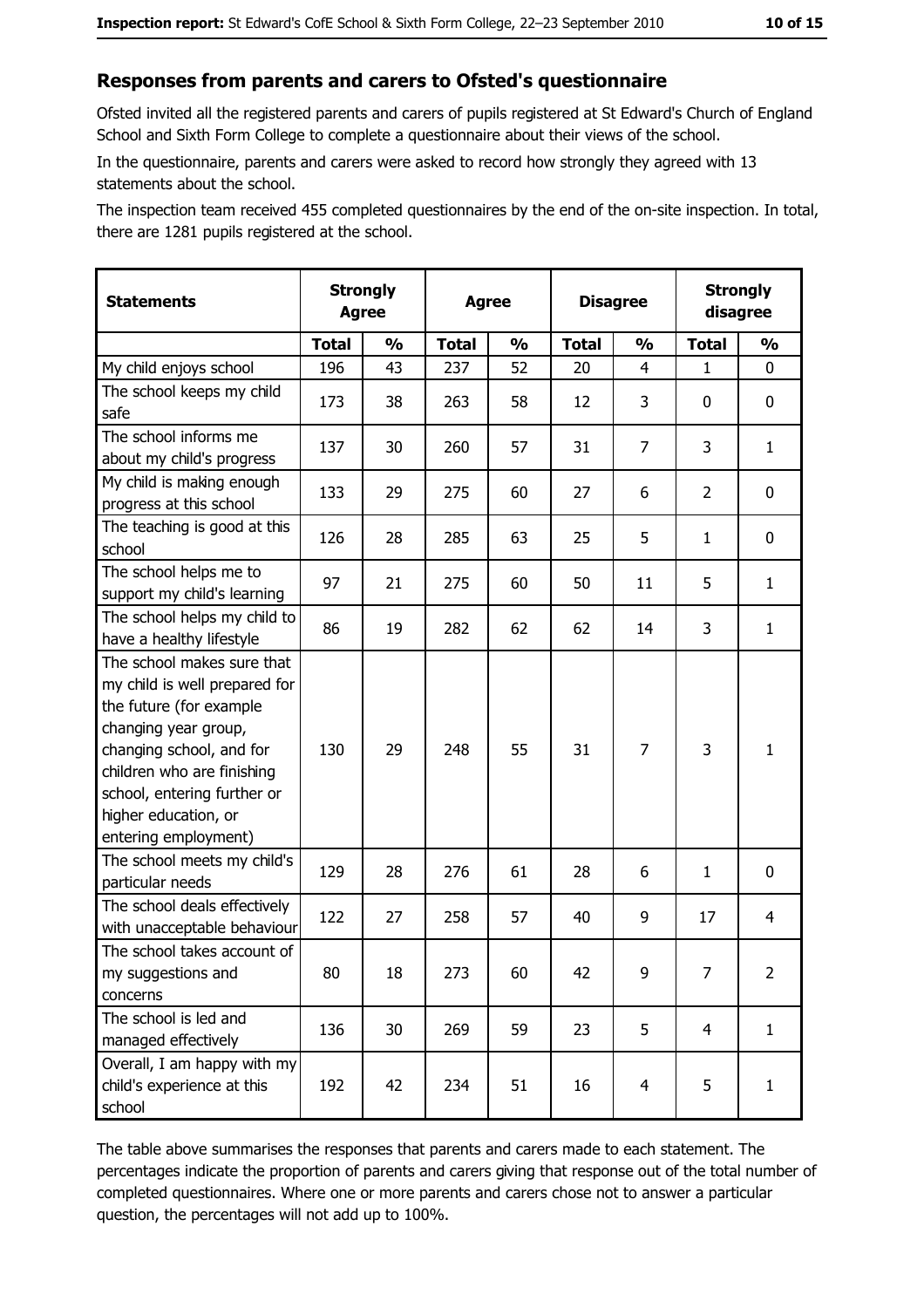## Responses from parents and carers to Ofsted's questionnaire

Ofsted invited all the registered parents and carers of pupils registered at St Edward's Church of England School and Sixth Form College to complete a questionnaire about their views of the school.

In the questionnaire, parents and carers were asked to record how strongly they agreed with 13 statements about the school.

The inspection team received 455 completed questionnaires by the end of the on-site inspection. In total, there are 1281 pupils registered at the school.

| Statements | Strongly Agree | | Agree | | Disagree | | Strongly disagree | |
|---|---|---|---|---|---|---|---|---|
| | Total | % | Total | % | Total | % | Total | % |
| My child enjoys school | 196 | 43 | 237 | 52 | 20 | 4 | 1 | 0 |
| The school keeps my child safe | 173 | 38 | 263 | 58 | 12 | 3 | 0 | 0 |
| The school informs me about my child's progress | 137 | 30 | 260 | 57 | 31 | 7 | 3 | 1 |
| My child is making enough progress at this school | 133 | 29 | 275 | 60 | 27 | 6 | 2 | 0 |
| The teaching is good at this school | 126 | 28 | 285 | 63 | 25 | 5 | 1 | 0 |
| The school helps me to support my child's learning | 97 | 21 | 275 | 60 | 50 | 11 | 5 | 1 |
| The school helps my child to have a healthy lifestyle | 86 | 19 | 282 | 62 | 62 | 14 | 3 | 1 |
| The school makes sure that my child is well prepared for the future (for example changing year group, changing school, and for children who are finishing school, entering further or higher education, or entering employment) | 130 | 29 | 248 | 55 | 31 | 7 | 3 | 1 |
| The school meets my child's particular needs | 129 | 28 | 276 | 61 | 28 | 6 | 1 | 0 |
| The school deals effectively with unacceptable behaviour | 122 | 27 | 258 | 57 | 40 | 9 | 17 | 4 |
| The school takes account of my suggestions and concerns | 80 | 18 | 273 | 60 | 42 | 9 | 7 | 2 |
| The school is led and managed effectively | 136 | 30 | 269 | 59 | 23 | 5 | 4 | 1 |
| Overall, I am happy with my child's experience at this school | 192 | 42 | 234 | 51 | 16 | 4 | 5 | 1 |

The table above summarises the responses that parents and carers made to each statement. The percentages indicate the proportion of parents and carers giving that response out of the total number of completed questionnaires. Where one or more parents and carers chose not to answer a particular question, the percentages will not add up to 100%.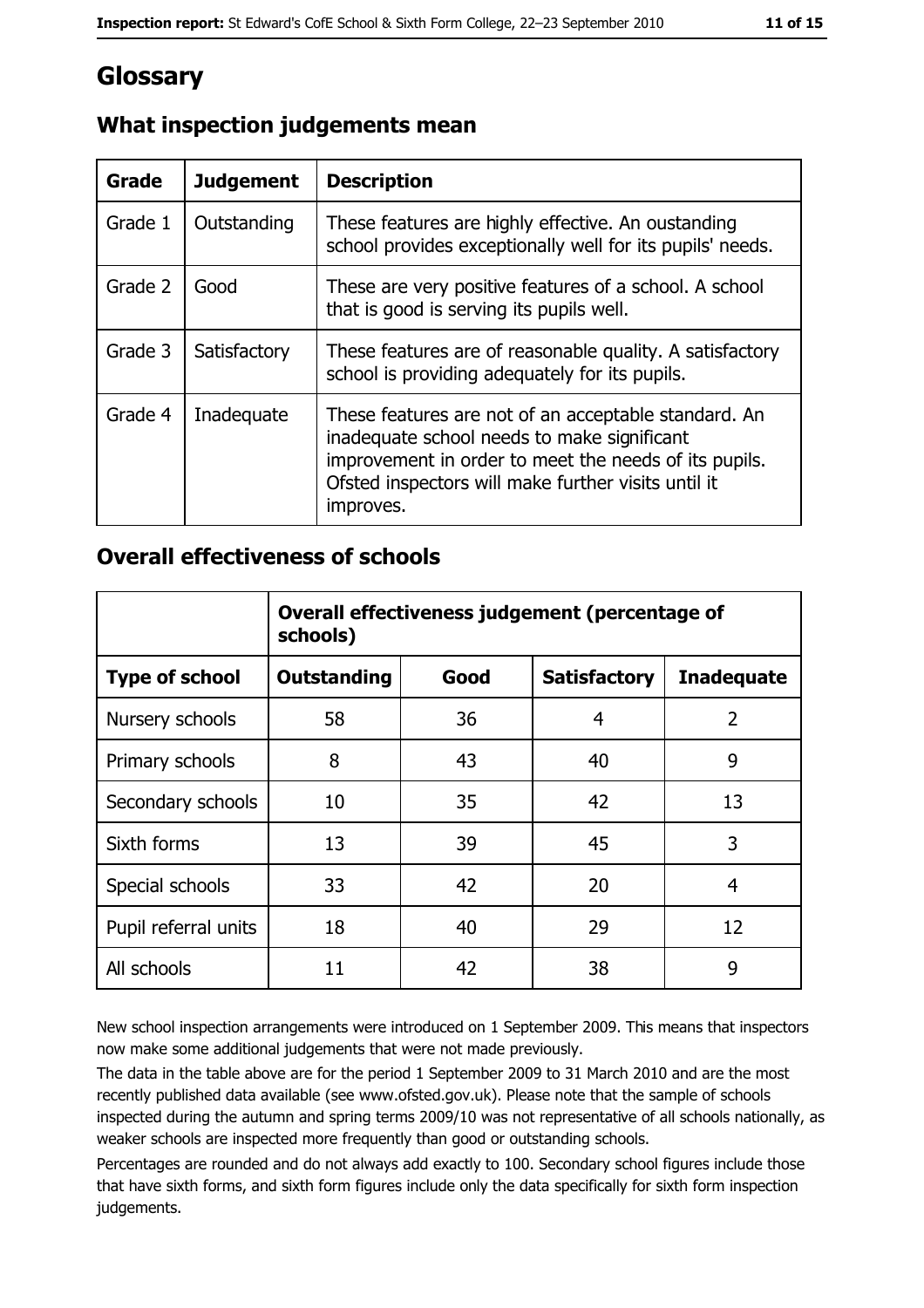# Glossary

## What inspection judgements mean

| Grade | Judgement | Description |
|---|---|---|
| Grade 1 | Outstanding | These features are highly effective. An oustanding school provides exceptionally well for its pupils' needs. |
| Grade 2 | Good | These are very positive features of a school. A school that is good is serving its pupils well. |
| Grade 3 | Satisfactory | These features are of reasonable quality. A satisfactory school is providing adequately for its pupils. |
| Grade 4 | Inadequate | These features are not of an acceptable standard. An inadequate school needs to make significant improvement in order to meet the needs of its pupils. Ofsted inspectors will make further visits until it improves. |

## Overall effectiveness of schools

| | Overall effectiveness judgement (percentage of schools) | | | |
|---|---|---|---|---|
| **Type of school** | **Outstanding** | **Good** | **Satisfactory** | **Inadequate** |
| Nursery schools | 58 | 36 | 4 | 2 |
| Primary schools | 8 | 43 | 40 | 9 |
| Secondary schools | 10 | 35 | 42 | 13 |
| Sixth forms | 13 | 39 | 45 | 3 |
| Special schools | 33 | 42 | 20 | 4 |
| Pupil referral units | 18 | 40 | 29 | 12 |
| All schools | 11 | 42 | 38 | 9 |

New school inspection arrangements were introduced on 1 September 2009. This means that inspectors now make some additional judgements that were not made previously.

The data in the table above are for the period 1 September 2009 to 31 March 2010 and are the most recently published data available (see www.ofsted.gov.uk). Please note that the sample of schools inspected during the autumn and spring terms 2009/10 was not representative of all schools nationally, as weaker schools are inspected more frequently than good or outstanding schools.

Percentages are rounded and do not always add exactly to 100. Secondary school figures include those that have sixth forms, and sixth form figures include only the data specifically for sixth form inspection judgements.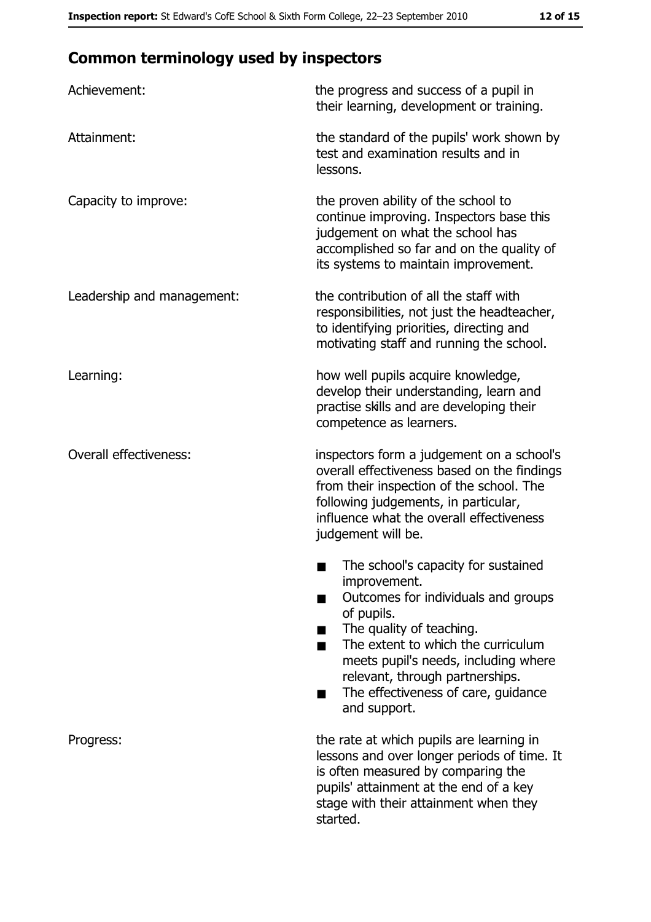## Common terminology used by inspectors

| | |
|---|---|
| Achievement: | the progress and success of a pupil in their learning, development or training. |
| Attainment: | the standard of the pupils' work shown by test and examination results and in lessons. |
| Capacity to improve: | the proven ability of the school to continue improving. Inspectors base this judgement on what the school has accomplished so far and on the quality of its systems to maintain improvement. |
| Leadership and management: | the contribution of all the staff with responsibilities, not just the headteacher, to identifying priorities, directing and motivating staff and running the school. |
| Learning: | how well pupils acquire knowledge, develop their understanding, learn and practise skills and are developing their competence as learners. |
| Overall effectiveness: | inspectors form a judgement on a school's overall effectiveness based on the findings from their inspection of the school. The following judgements, in particular, influence what the overall effectiveness judgement will be.<br>■ The school's capacity for sustained improvement.<br>■ Outcomes for individuals and groups of pupils.<br>■ The quality of teaching.<br>■ The extent to which the curriculum meets pupil's needs, including where relevant, through partnerships.<br>■ The effectiveness of care, guidance and support. |
| Progress: | the rate at which pupils are learning in lessons and over longer periods of time. It is often measured by comparing the pupils' attainment at the end of a key stage with their attainment when they started. |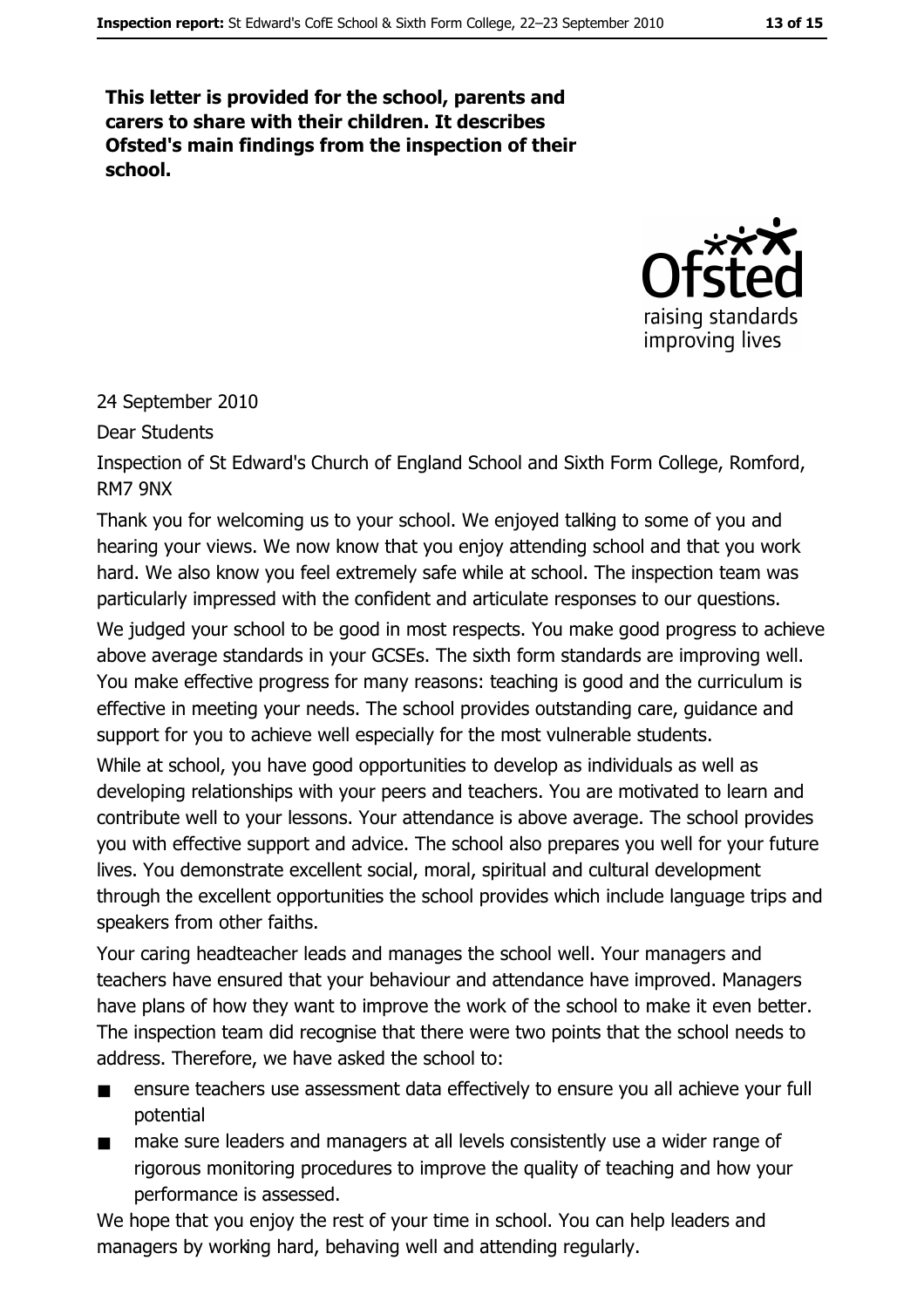**This letter is provided for the school, parents and carers to share with their children. It describes Ofsted's main findings from the inspection of their school.**

24 September 2010

Dear Students

Inspection of St Edward's Church of England School and Sixth Form College, Romford, RM7 9NX

Thank you for welcoming us to your school. We enjoyed talking to some of you and hearing your views. We now know that you enjoy attending school and that you work hard. We also know you feel extremely safe while at school. The inspection team was particularly impressed with the confident and articulate responses to our questions.

We judged your school to be good in most respects. You make good progress to achieve above average standards in your GCSEs. The sixth form standards are improving well. You make effective progress for many reasons: teaching is good and the curriculum is effective in meeting your needs. The school provides outstanding care, guidance and support for you to achieve well especially for the most vulnerable students.

While at school, you have good opportunities to develop as individuals as well as developing relationships with your peers and teachers. You are motivated to learn and contribute well to your lessons. Your attendance is above average. The school provides you with effective support and advice. The school also prepares you well for your future lives. You demonstrate excellent social, moral, spiritual and cultural development through the excellent opportunities the school provides which include language trips and speakers from other faiths.

Your caring headteacher leads and manages the school well. Your managers and teachers have ensured that your behaviour and attendance have improved. Managers have plans of how they want to improve the work of the school to make it even better. The inspection team did recognise that there were two points that the school needs to address. Therefore, we have asked the school to:

- ensure teachers use assessment data effectively to ensure you all achieve your full potential
- make sure leaders and managers at all levels consistently use a wider range of rigorous monitoring procedures to improve the quality of teaching and how your performance is assessed.

We hope that you enjoy the rest of your time in school. You can help leaders and managers by working hard, behaving well and attending regularly.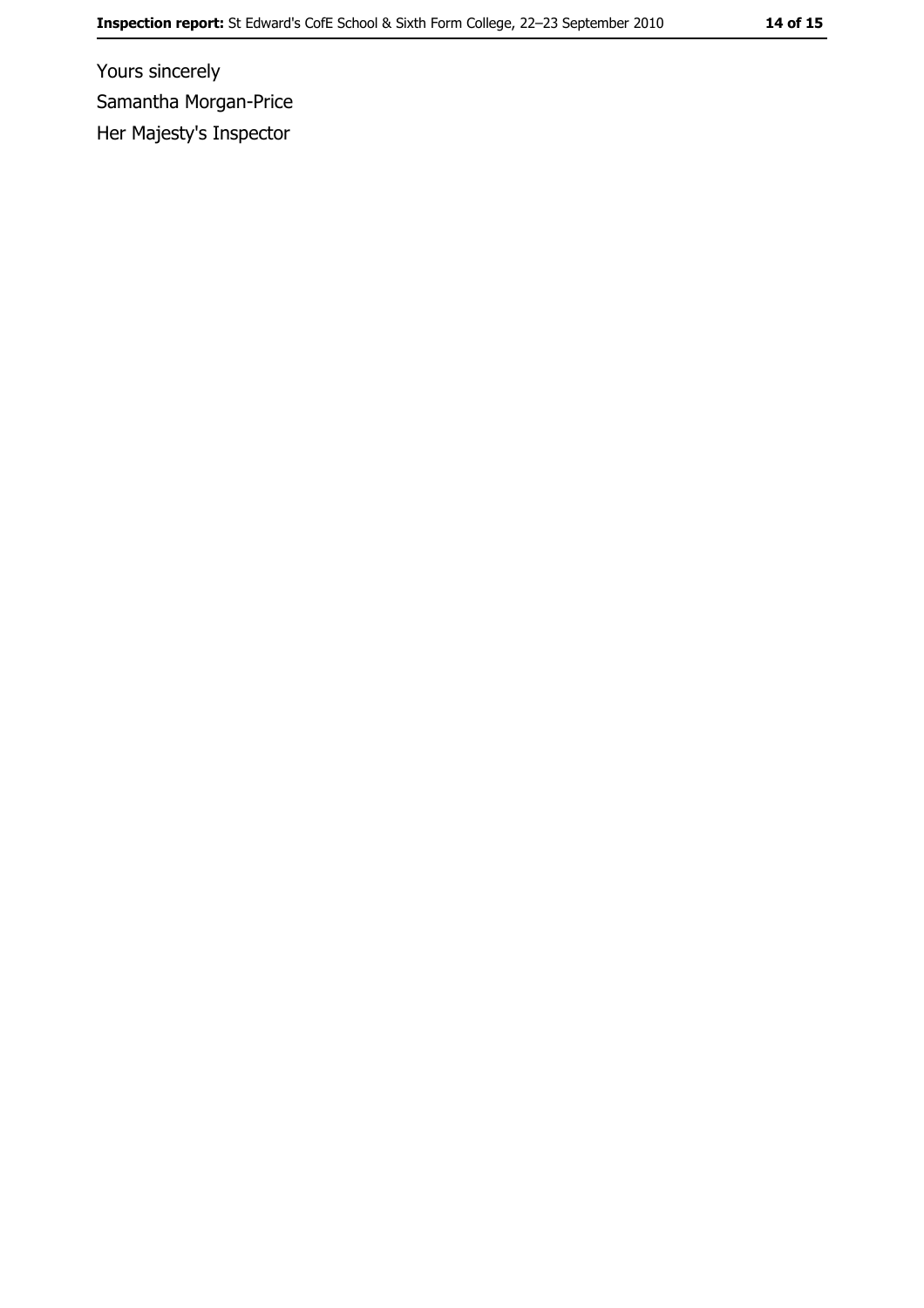Yours sincerely

Samantha Morgan-Price

Her Majesty's Inspector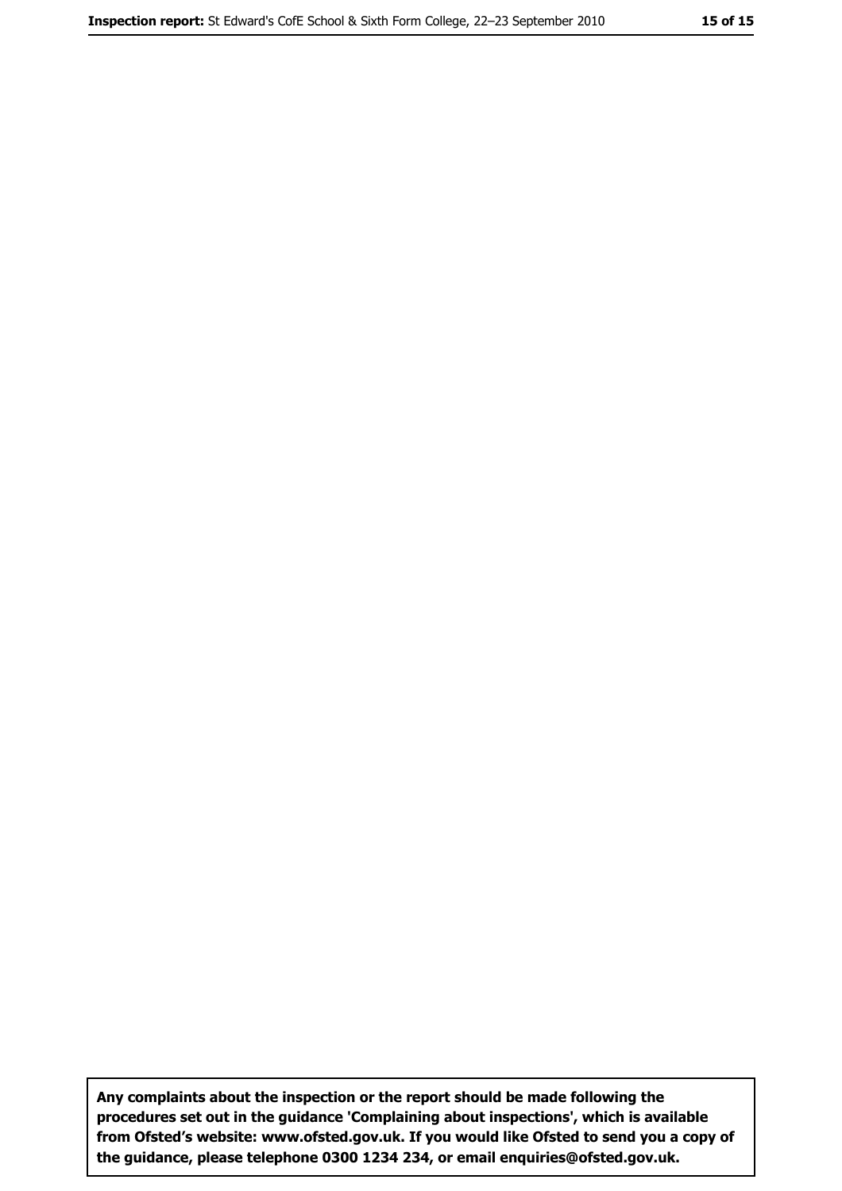**Any complaints about the inspection or the report should be made following the procedures set out in the guidance 'Complaining about inspections', which is available from Ofsted's website: www.ofsted.gov.uk. If you would like Ofsted to send you a copy of the guidance, please telephone 0300 1234 234, or email enquiries@ofsted.gov.uk.**